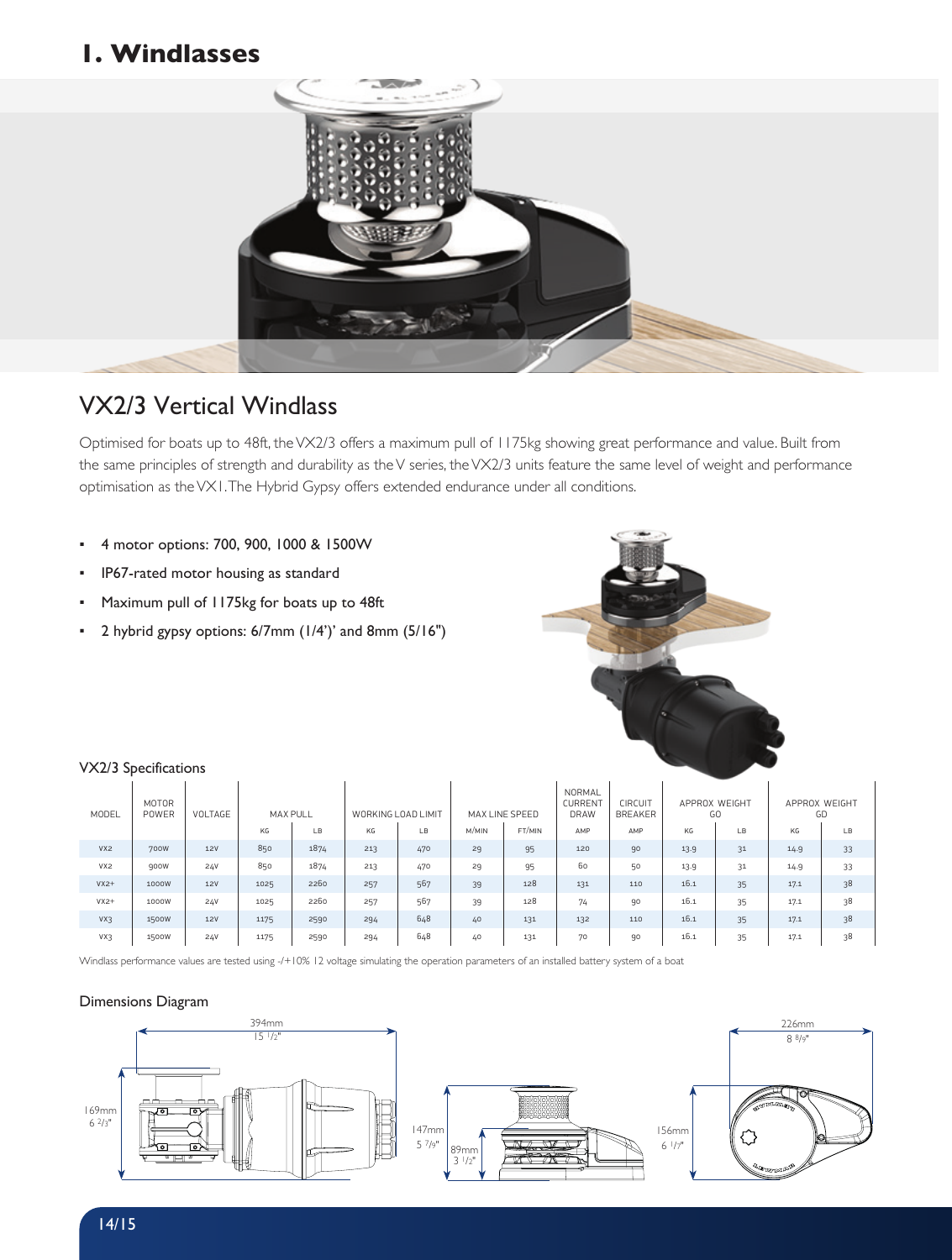# 1. Windlasses

## VX2/3 Vertical Windlass

Optimised for boats up to 48ft, the VX2/3 offers a maximum pull of 1175kg showing great performance and value. Built from the same principles of strength and durability as the V series, the VX2/3 units feature the same level of weight and performance optimisation as the VX1. The Hybrid Gypsy offers extended endurance under all conditions.

- 4 motor options: 700, 900, 1000 & 1500W
- IP67-rated motor housing as standard
- Maximum pull of 1175kg for boats up to 48ft
- 2 hybrid gypsy options: 6/7mm (1/4')' and 8mm (5/16")

### VX2/3 Specifications

| MODEL | MOTOR POWER | VOLTAGE | MAX PULL | | WORKING LOAD LIMIT | | MAX LINE SPEED | | NORMAL CURRENT DRAW | CIRCUIT BREAKER | APPROX WEIGHT GO | | APPROX WEIGHT GD | |
|---|---|---|---|---|---|---|---|---|---|---|---|---|---|---|
| | | | KG | LB | KG | LB | M/MIN | FT/MIN | AMP | AMP | KG | LB | KG | LB |
| VX2 | 700W | 12V | 850 | 1874 | 213 | 470 | 29 | 95 | 120 | 90 | 13.9 | 31 | 14.9 | 33 |
| VX2 | 900W | 24V | 850 | 1874 | 213 | 470 | 29 | 95 | 60 | 50 | 13.9 | 31 | 14.9 | 33 |
| VX2+ | 1000W | 12V | 1025 | 2260 | 257 | 567 | 39 | 128 | 131 | 110 | 16.1 | 35 | 17.1 | 38 |
| VX2+ | 1000W | 24V | 1025 | 2260 | 257 | 567 | 39 | 128 | 74 | 90 | 16.1 | 35 | 17.1 | 38 |
| VX3 | 1500W | 12V | 1175 | 2590 | 294 | 648 | 40 | 131 | 132 | 110 | 16.1 | 35 | 17.1 | 38 |
| VX3 | 1500W | 24V | 1175 | 2590 | 294 | 648 | 40 | 131 | 70 | 90 | 16.1 | 35 | 17.1 | 38 |

Windlass performance values are tested using -/+10% 12 voltage simulating the operation parameters of an installed battery system of a boat

### Dimensions Diagram

394mm
15 1/2"

169mm
6 2/3"

147mm
5 7/9"

89mm
3 1/2"

156mm
6 1/7"

226mm
8 8/9"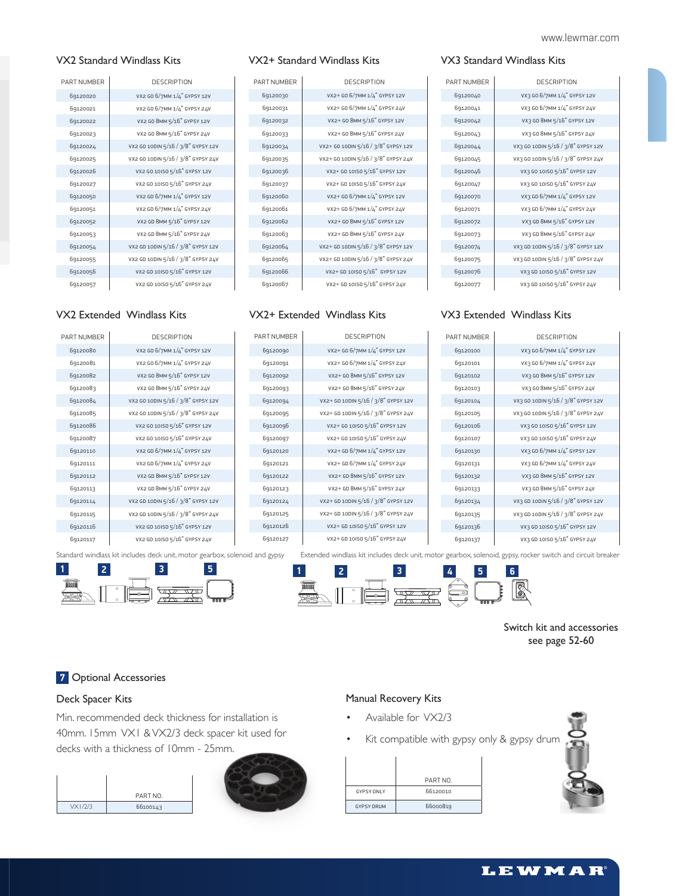## VX2 Standard Windlass Kits

| PART NUMBER | DESCRIPTION |
|---|---|
| 69120020 | VX2 GO 6/7MM 1/4" GYPSY 12V |
| 69120021 | VX2 GO 6/7MM 1/4" GYPSY 24V |
| 69120022 | VX2 GO 8MM 5/16" GYPSY 12V |
| 69120023 | VX2 GO 8MM 5/16" GYPSY 24V |
| 69120024 | VX2 GO 10DIN 5/16 / 3/8" GYPSY 12V |
| 69120025 | VX2 GO 10DIN 5/16 / 3/8" GYPSY 24V |
| 69120026 | VX2 GO 10ISO 5/16" GYPSY 12V |
| 69120027 | VX2 GO 10ISO 5/16" GYPSY 24V |
| 69120050 | VX2 GD 6/7MM 1/4" GYPSY 12V |
| 69120051 | VX2 GD 6/7MM 1/4" GYPSY 24V |
| 69120052 | VX2 GD 8MM 5/16" GYPSY 12V |
| 69120053 | VX2 GD 8MM 5/16" GYPSY 24V |
| 69120054 | VX2 GD 10DIN 5/16 / 3/8" GYPSY 12V |
| 69120055 | VX2 GD 10DIN 5/16 / 3/8" GYPSY 24V |
| 69120056 | VX2 GD 10ISO 5/16" GYPSY 12V |
| 69120057 | VX2 GD 10ISO 5/16" GYPSY 24V |

## VX2+ Standard Windlass Kits

| PART NUMBER | DESCRIPTION |
|---|---|
| 69120030 | VX2+ GO 6/7MM 1/4" GYPSY 12V |
| 69120031 | VX2+ GO 6/7MM 1/4" GYPSY 24V |
| 69120032 | VX2+ GO 8MM 5/16" GYPSY 12V |
| 69120033 | VX2+ GO 8MM 5/16" GYPSY 24V |
| 69120034 | VX2+ GO 10DIN 5/16 / 3/8" GYPSY 12V |
| 69120035 | VX2+ GO 10DIN 5/16 / 3/8" GYPSY 24V |
| 69120036 | VX2+ GO 10ISO 5/16" GYPSY 12V |
| 69120037 | VX2+ GO 10ISO 5/16" GYPSY 24V |
| 69120060 | VX2+ GD 6/7MM 1/4" GYPSY 12V |
| 69120061 | VX2+ GD 6/7MM 1/4" GYPSY 24V |
| 69120062 | VX2+ GD 8MM 5/16" GYPSY 12V |
| 69120063 | VX2+ GD 8MM 5/16" GYPSY 24V |
| 69120064 | VX2+ GD 10DIN 5/16 / 3/8" GYPSY 12V |
| 69120065 | VX2+ GD 10DIN 5/16 / 3/8" GYPSY 24V |
| 69120066 | VX2+ GD 10ISO 5/16" GYPSY 12V |
| 69120067 | VX2+ GD 10ISO 5/16" GYPSY 24V |

## VX3 Standard Windlass Kits

| PART NUMBER | DESCRIPTION |
|---|---|
| 69120040 | VX3 GO 6/7MM 1/4" GYPSY 12V |
| 69120041 | VX3 GO 6/7MM 1/4" GYPSY 24V |
| 69120042 | VX3 GO 8MM 5/16" GYPSY 12V |
| 69120043 | VX3 GO 8MM 5/16" GYPSY 24V |
| 69120044 | VX3 GO 10DIN 5/16 / 3/8" GYPSY 12V |
| 69120045 | VX3 GO 10DIN 5/16 / 3/8" GYPSY 24V |
| 69120046 | VX3 GO 10ISO 5/16" GYPSY 12V |
| 69120047 | VX3 GO 10ISO 5/16" GYPSY 24V |
| 69120070 | VX3 GD 6/7MM 1/4" GYPSY 12V |
| 69120071 | VX3 GD 6/7MM 1/4" GYPSY 24V |
| 69120072 | VX3 GD 8MM 5/16" GYPSY 12V |
| 69120073 | VX3 GD 8MM 5/16" GYPSY 24V |
| 69120074 | VX3 GD 10DIN 5/16 / 3/8" GYPSY 12V |
| 69120075 | VX3 GD 10DIN 5/16 / 3/8" GYPSY 24V |
| 69120076 | VX3 GD 10ISO 5/16" GYPSY 12V |
| 69120077 | VX3 GD 10ISO 5/16" GYPSY 24V |

## VX2 Extended Windlass Kits

| PART NUMBER | DESCRIPTION |
|---|---|
| 69120080 | VX2 GO 6/7MM 1/4" GYPSY 12V |
| 69120081 | VX2 GO 6/7MM 1/4" GYPSY 24V |
| 69120082 | VX2 GO 8MM 5/16" GYPSY 12V |
| 69120083 | VX2 GO 8MM 5/16" GYPSY 24V |
| 69120084 | VX2 GO 10DIN 5/16 / 3/8" GYPSY 12V |
| 69120085 | VX2 GO 10DIN 5/16 / 3/8" GYPSY 24V |
| 69120086 | VX2 GO 10ISO 5/16" GYPSY 12V |
| 69120087 | VX2 GO 10ISO 5/16" GYPSY 24V |
| 69120110 | VX2 GD 6/7MM 1/4" GYPSY 12V |
| 69120111 | VX2 GD 6/7MM 1/4" GYPSY 24V |
| 69120112 | VX2 GD 8MM 5/16" GYPSY 12V |
| 69120113 | VX2 GD 8MM 5/16" GYPSY 24V |
| 69120114 | VX2 GD 10DIN 5/16 / 3/8" GYPSY 12V |
| 69120115 | VX2 GD 10DIN 5/16 / 3/8" GYPSY 24V |
| 69120116 | VX2 GD 10ISO 5/16" GYPSY 12V |
| 69120117 | VX2 GD 10ISO 5/16" GYPSY 24V |

## VX2+ Extended Windlass Kits

| PART NUMBER | DESCRIPTION |
|---|---|
| 69120090 | VX2+ GO 6/7MM 1/4" GYPSY 12V |
| 69120091 | VX2+ GO 6/7MM 1/4" GYPSY 24V |
| 69120092 | VX2+ GO 8MM 5/16" GYPSY 12V |
| 69120093 | VX2+ GO 8MM 5/16" GYPSY 24V |
| 69120094 | VX2+ GO 10DIN 5/16 / 3/8" GYPSY 12V |
| 69120095 | VX2+ GO 10DIN 5/16 / 3/8" GYPSY 24V |
| 69120096 | VX2+ GO 10ISO 5/16" GYPSY 12V |
| 69120097 | VX2+ GO 10ISO 5/16" GYPSY 24V |
| 69120120 | VX2+ GD 6/7MM 1/4" GYPSY 12V |
| 69120121 | VX2+ GD 6/7MM 1/4" GYPSY 24V |
| 69120122 | VX2+ GD 8MM 5/16" GYPSY 12V |
| 69120123 | VX2+ GD 8MM 5/16" GYPSY 24V |
| 69120124 | VX2+ GD 10DIN 5/16 / 3/8" GYPSY 12V |
| 69120125 | VX2+ GD 10DIN 5/16 / 3/8" GYPSY 24V |
| 69120126 | VX2+ GD 10ISO 5/16" GYPSY 12V |
| 69120127 | VX2+ GD 10ISO 5/16" GYPSY 24V |

## VX3 Extended Windlass Kits

| PART NUMBER | DESCRIPTION |
|---|---|
| 69120100 | VX3 GO 6/7MM 1/4" GYPSY 12V |
| 69120101 | VX3 GO 6/7MM 1/4" GYPSY 24V |
| 69120102 | VX3 GO 8MM 5/16" GYPSY 12V |
| 69120103 | VX3 GO 8MM 5/16" GYPSY 24V |
| 69120104 | VX3 GO 10DIN 5/16 / 3/8" GYPSY 12V |
| 69120105 | VX3 GO 10DIN 5/16 / 3/8" GYPSY 24V |
| 69120106 | VX3 GO 10ISO 5/16" GYPSY 12V |
| 69120107 | VX3 GO 10ISO 5/16" GYPSY 24V |
| 69120130 | VX3 GD 6/7MM 1/4" GYPSY 12V |
| 69120131 | VX3 GD 6/7MM 1/4" GYPSY 24V |
| 69120132 | VX3 GD 8MM 5/16" GYPSY 12V |
| 69120133 | VX3 GD 8MM 5/16" GYPSY 24V |
| 69120134 | VX3 GD 10DIN 5/16 / 3/8" GYPSY 12V |
| 69120135 | VX3 GD 10DIN 5/16 / 3/8" GYPSY 24V |
| 69120136 | VX3 GD 10ISO 5/16" GYPSY 12V |
| 69120137 | VX3 GD 10ISO 5/16" GYPSY 24V |

Standard windlass kit includes deck unit, motor gearbox, solenoid and gypsy

1 2 3 5

Extended windlass kit includes deck unit, motor gearbox, solenoid, gypsy, rocker switch and circuit breaker

1 2 3 4 5 6

Switch kit and accessories see page 52-60

## 7 Optional Accessories

### Deck Spacer Kits

Min. recommended deck thickness for installation is 40mm. 15mm VX1 & VX2/3 deck spacer kit used for decks with a thickness of 10mm - 25mm.

| | PART NO. |
|---|---|
| VX1/2/3 | 66100143 |

### Manual Recovery Kits

- Available for VX2/3
- Kit compatible with gypsy only & gypsy drum

| | PART NO. |
|---|---|
| GYPSY ONLY | 66120010 |
| GYPSY DRUM | 66000819 |